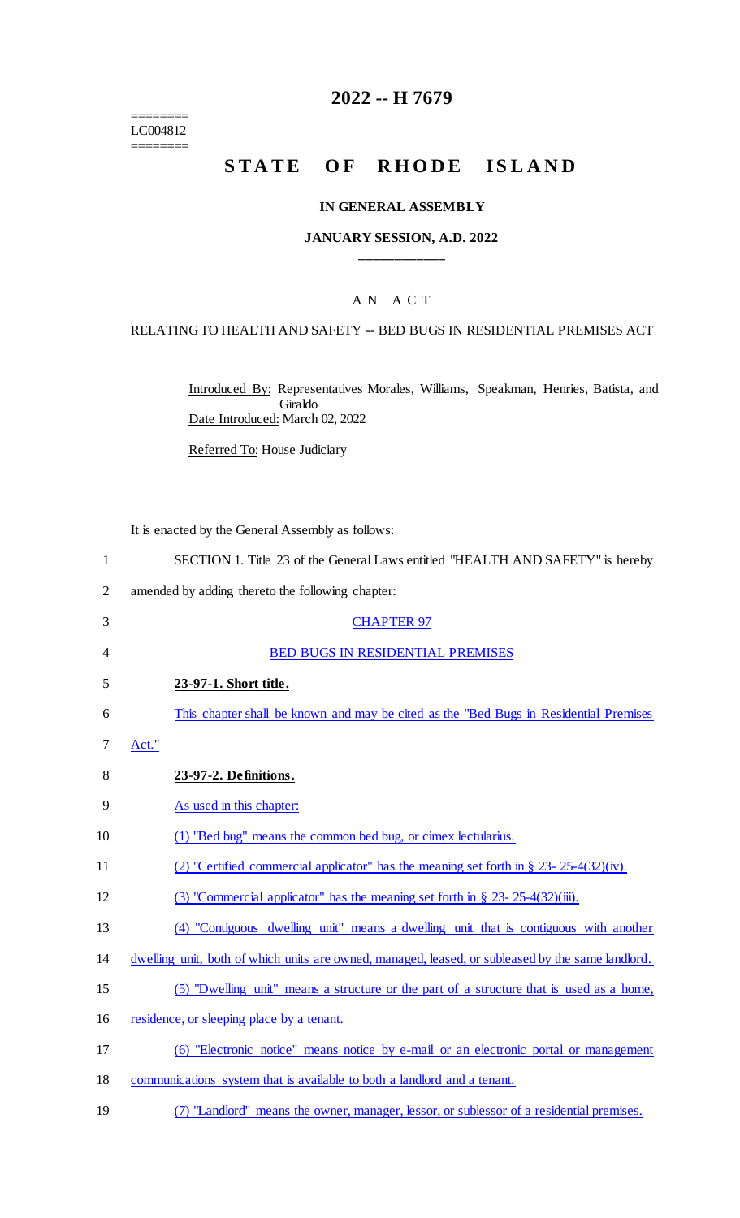========
LC004812
========

# 2022 -- H 7679

## STATE OF RHODE ISLAND

### IN GENERAL ASSEMBLY

### JANUARY SESSION, A.D. 2022

____________

A N A C T

RELATING TO HEALTH AND SAFETY -- BED BUGS IN RESIDENTIAL PREMISES ACT

Introduced By: Representatives Morales, Williams, Speakman, Henries, Batista, and Giraldo

Date Introduced: March 02, 2022

Referred To: House Judiciary

It is enacted by the General Assembly as follows:

1 SECTION 1. Title 23 of the General Laws entitled "HEALTH AND SAFETY" is hereby
2 amended by adding thereto the following chapter:

3 CHAPTER 97

4 BED BUGS IN RESIDENTIAL PREMISES

5 **23-97-1. Short title.**

6 This chapter shall be known and may be cited as the "Bed Bugs in Residential Premises
7 Act."

8 **23-97-2. Definitions.**

9 As used in this chapter:

10 (1) "Bed bug" means the common bed bug, or cimex lectularius.

11 (2) "Certified commercial applicator" has the meaning set forth in § 23- 25-4(32)(iv).

12 (3) "Commercial applicator" has the meaning set forth in § 23- 25-4(32)(iii).

13 (4) "Contiguous dwelling unit" means a dwelling unit that is contiguous with another
14 dwelling unit, both of which units are owned, managed, leased, or subleased by the same landlord.

15 (5) "Dwelling unit" means a structure or the part of a structure that is used as a home,
16 residence, or sleeping place by a tenant.

17 (6) "Electronic notice" means notice by e-mail or an electronic portal or management
18 communications system that is available to both a landlord and a tenant.

19 (7) "Landlord" means the owner, manager, lessor, or sublessor of a residential premises.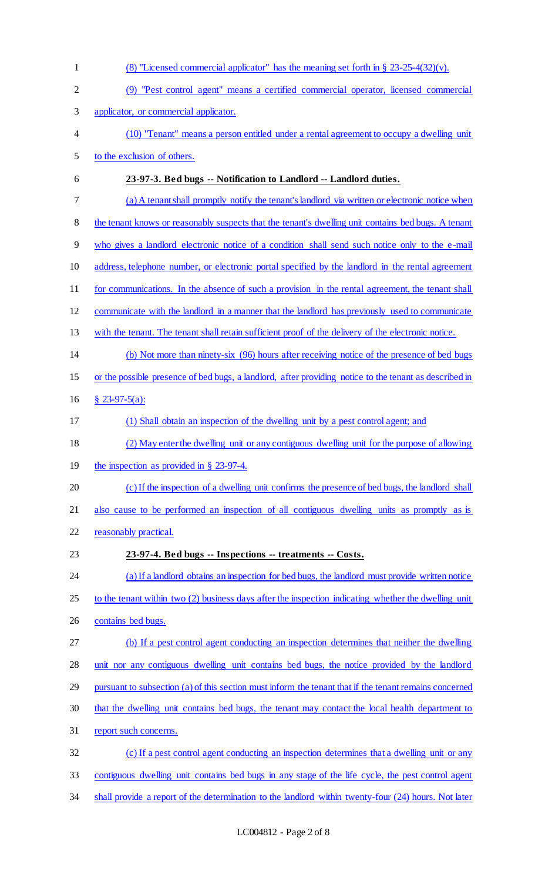(8) "Licensed commercial applicator" has the meaning set forth in § 23-25-4(32)(v).

(9) "Pest control agent" means a certified commercial operator, licensed commercial applicator, or commercial applicator.

(10) "Tenant" means a person entitled under a rental agreement to occupy a dwelling unit to the exclusion of others.

**23-97-3. Bed bugs -- Notification to Landlord -- Landlord duties.**

(a) A tenant shall promptly notify the tenant's landlord via written or electronic notice when the tenant knows or reasonably suspects that the tenant's dwelling unit contains bed bugs. A tenant who gives a landlord electronic notice of a condition shall send such notice only to the e-mail address, telephone number, or electronic portal specified by the landlord in the rental agreement for communications. In the absence of such a provision in the rental agreement, the tenant shall communicate with the landlord in a manner that the landlord has previously used to communicate with the tenant. The tenant shall retain sufficient proof of the delivery of the electronic notice.

(b) Not more than ninety-six (96) hours after receiving notice of the presence of bed bugs or the possible presence of bed bugs, a landlord, after providing notice to the tenant as described in § 23-97-5(a):

(1) Shall obtain an inspection of the dwelling unit by a pest control agent; and

(2) May enter the dwelling unit or any contiguous dwelling unit for the purpose of allowing the inspection as provided in § 23-97-4.

(c) If the inspection of a dwelling unit confirms the presence of bed bugs, the landlord shall also cause to be performed an inspection of all contiguous dwelling units as promptly as is reasonably practical.

**23-97-4. Bed bugs -- Inspections -- treatments -- Costs.**

(a) If a landlord obtains an inspection for bed bugs, the landlord must provide written notice to the tenant within two (2) business days after the inspection indicating whether the dwelling unit contains bed bugs.

(b) If a pest control agent conducting an inspection determines that neither the dwelling unit nor any contiguous dwelling unit contains bed bugs, the notice provided by the landlord pursuant to subsection (a) of this section must inform the tenant that if the tenant remains concerned that the dwelling unit contains bed bugs, the tenant may contact the local health department to report such concerns.

(c) If a pest control agent conducting an inspection determines that a dwelling unit or any contiguous dwelling unit contains bed bugs in any stage of the life cycle, the pest control agent shall provide a report of the determination to the landlord within twenty-four (24) hours. Not later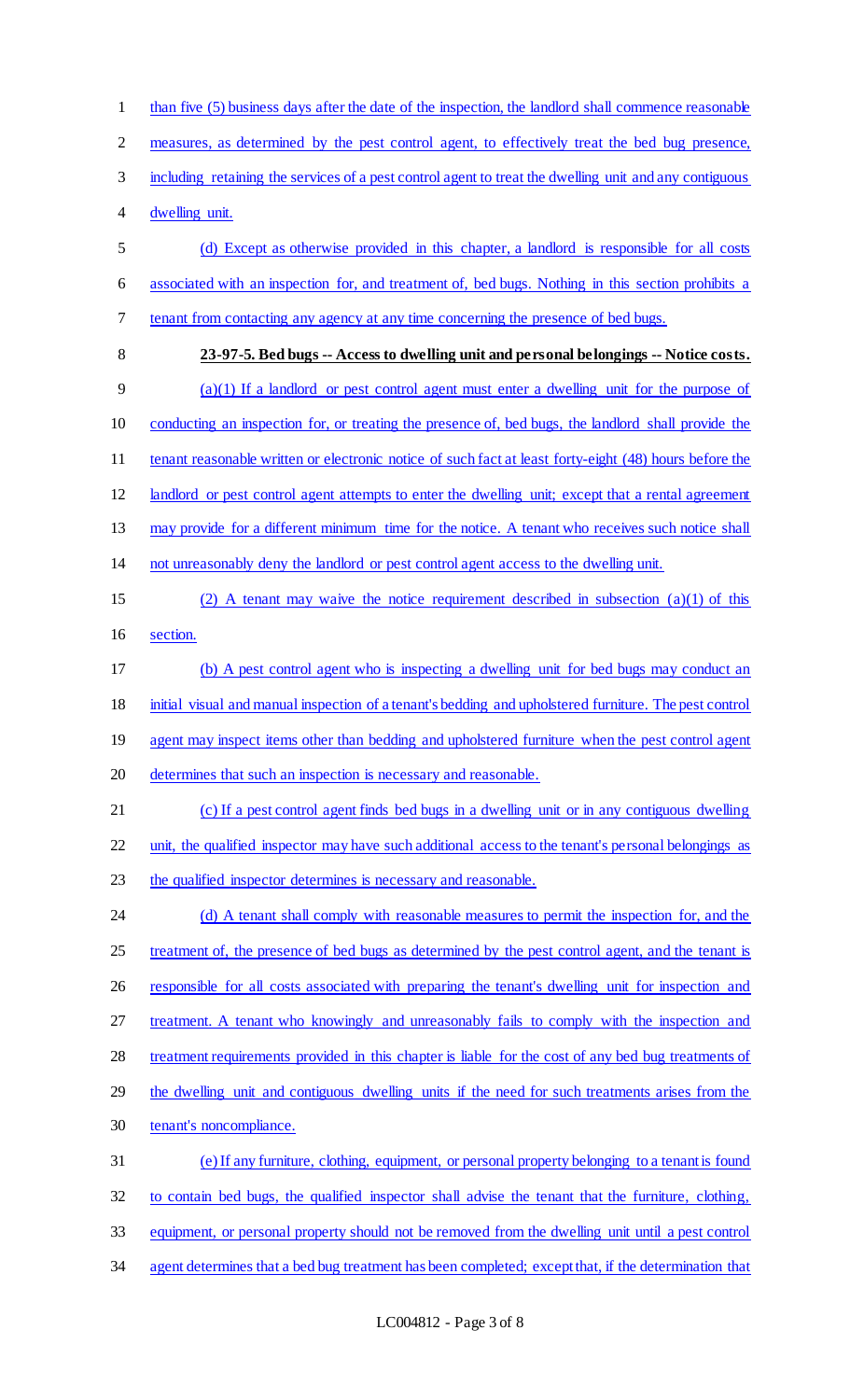than five (5) business days after the date of the inspection, the landlord shall commence reasonable measures, as determined by the pest control agent, to effectively treat the bed bug presence, including retaining the services of a pest control agent to treat the dwelling unit and any contiguous dwelling unit.

(d) Except as otherwise provided in this chapter, a landlord is responsible for all costs associated with an inspection for, and treatment of, bed bugs. Nothing in this section prohibits a tenant from contacting any agency at any time concerning the presence of bed bugs.

**23-97-5. Bed bugs -- Access to dwelling unit and personal belongings -- Notice costs.**

(a)(1) If a landlord or pest control agent must enter a dwelling unit for the purpose of conducting an inspection for, or treating the presence of, bed bugs, the landlord shall provide the tenant reasonable written or electronic notice of such fact at least forty-eight (48) hours before the landlord or pest control agent attempts to enter the dwelling unit; except that a rental agreement may provide for a different minimum time for the notice. A tenant who receives such notice shall not unreasonably deny the landlord or pest control agent access to the dwelling unit.

(2) A tenant may waive the notice requirement described in subsection (a)(1) of this section.

(b) A pest control agent who is inspecting a dwelling unit for bed bugs may conduct an initial visual and manual inspection of a tenant's bedding and upholstered furniture. The pest control agent may inspect items other than bedding and upholstered furniture when the pest control agent determines that such an inspection is necessary and reasonable.

(c) If a pest control agent finds bed bugs in a dwelling unit or in any contiguous dwelling unit, the qualified inspector may have such additional access to the tenant's personal belongings as the qualified inspector determines is necessary and reasonable.

(d) A tenant shall comply with reasonable measures to permit the inspection for, and the treatment of, the presence of bed bugs as determined by the pest control agent, and the tenant is responsible for all costs associated with preparing the tenant's dwelling unit for inspection and treatment. A tenant who knowingly and unreasonably fails to comply with the inspection and treatment requirements provided in this chapter is liable for the cost of any bed bug treatments of the dwelling unit and contiguous dwelling units if the need for such treatments arises from the tenant's noncompliance.

(e) If any furniture, clothing, equipment, or personal property belonging to a tenant is found to contain bed bugs, the qualified inspector shall advise the tenant that the furniture, clothing, equipment, or personal property should not be removed from the dwelling unit until a pest control agent determines that a bed bug treatment has been completed; except that, if the determination that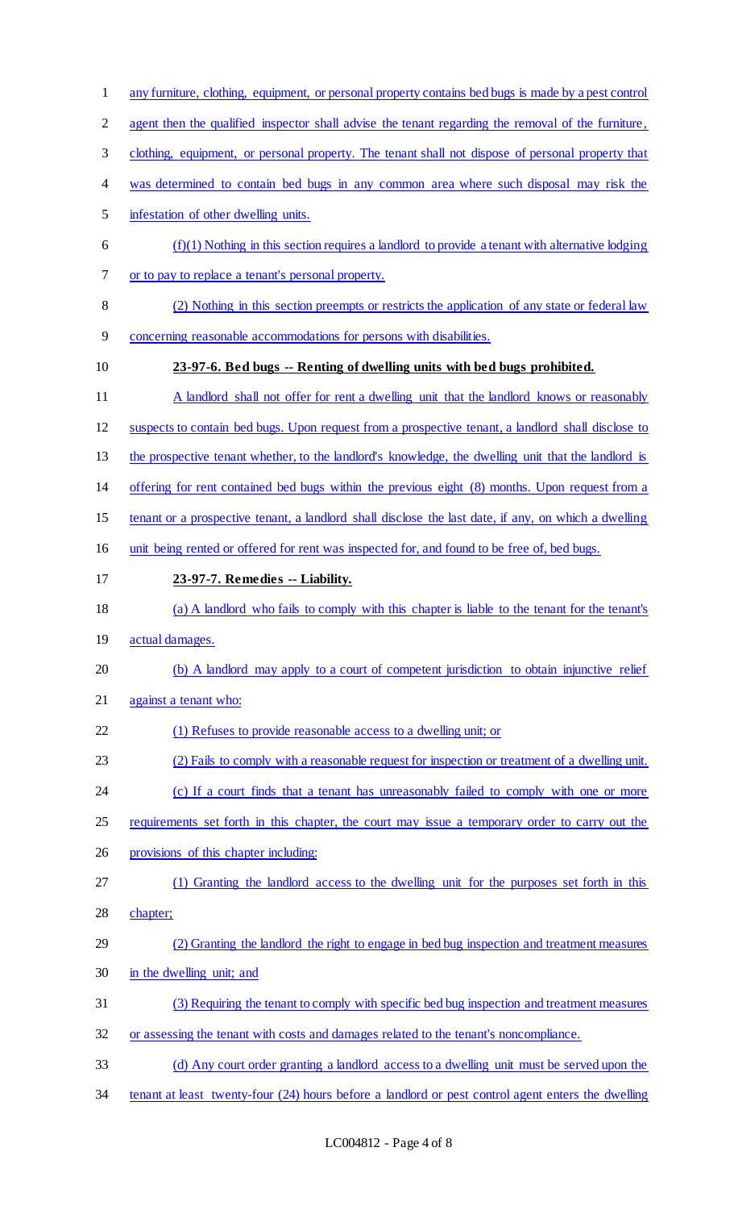any furniture, clothing, equipment, or personal property contains bed bugs is made by a pest control agent then the qualified inspector shall advise the tenant regarding the removal of the furniture, clothing, equipment, or personal property. The tenant shall not dispose of personal property that was determined to contain bed bugs in any common area where such disposal may risk the infestation of other dwelling units.

(f)(1) Nothing in this section requires a landlord to provide a tenant with alternative lodging or to pay to replace a tenant's personal property.

(2) Nothing in this section preempts or restricts the application of any state or federal law concerning reasonable accommodations for persons with disabilities.

**23-97-6. Bed bugs -- Renting of dwelling units with bed bugs prohibited.**

A landlord shall not offer for rent a dwelling unit that the landlord knows or reasonably suspects to contain bed bugs. Upon request from a prospective tenant, a landlord shall disclose to the prospective tenant whether, to the landlord's knowledge, the dwelling unit that the landlord is offering for rent contained bed bugs within the previous eight (8) months. Upon request from a tenant or a prospective tenant, a landlord shall disclose the last date, if any, on which a dwelling unit being rented or offered for rent was inspected for, and found to be free of, bed bugs.

**23-97-7. Remedies -- Liability.**

(a) A landlord who fails to comply with this chapter is liable to the tenant for the tenant's actual damages.

(b) A landlord may apply to a court of competent jurisdiction to obtain injunctive relief against a tenant who:

(1) Refuses to provide reasonable access to a dwelling unit; or

(2) Fails to comply with a reasonable request for inspection or treatment of a dwelling unit.

(c) If a court finds that a tenant has unreasonably failed to comply with one or more requirements set forth in this chapter, the court may issue a temporary order to carry out the provisions of this chapter including:

(1) Granting the landlord access to the dwelling unit for the purposes set forth in this chapter;

(2) Granting the landlord the right to engage in bed bug inspection and treatment measures in the dwelling unit; and

(3) Requiring the tenant to comply with specific bed bug inspection and treatment measures or assessing the tenant with costs and damages related to the tenant's noncompliance.

(d) Any court order granting a landlord access to a dwelling unit must be served upon the tenant at least twenty-four (24) hours before a landlord or pest control agent enters the dwelling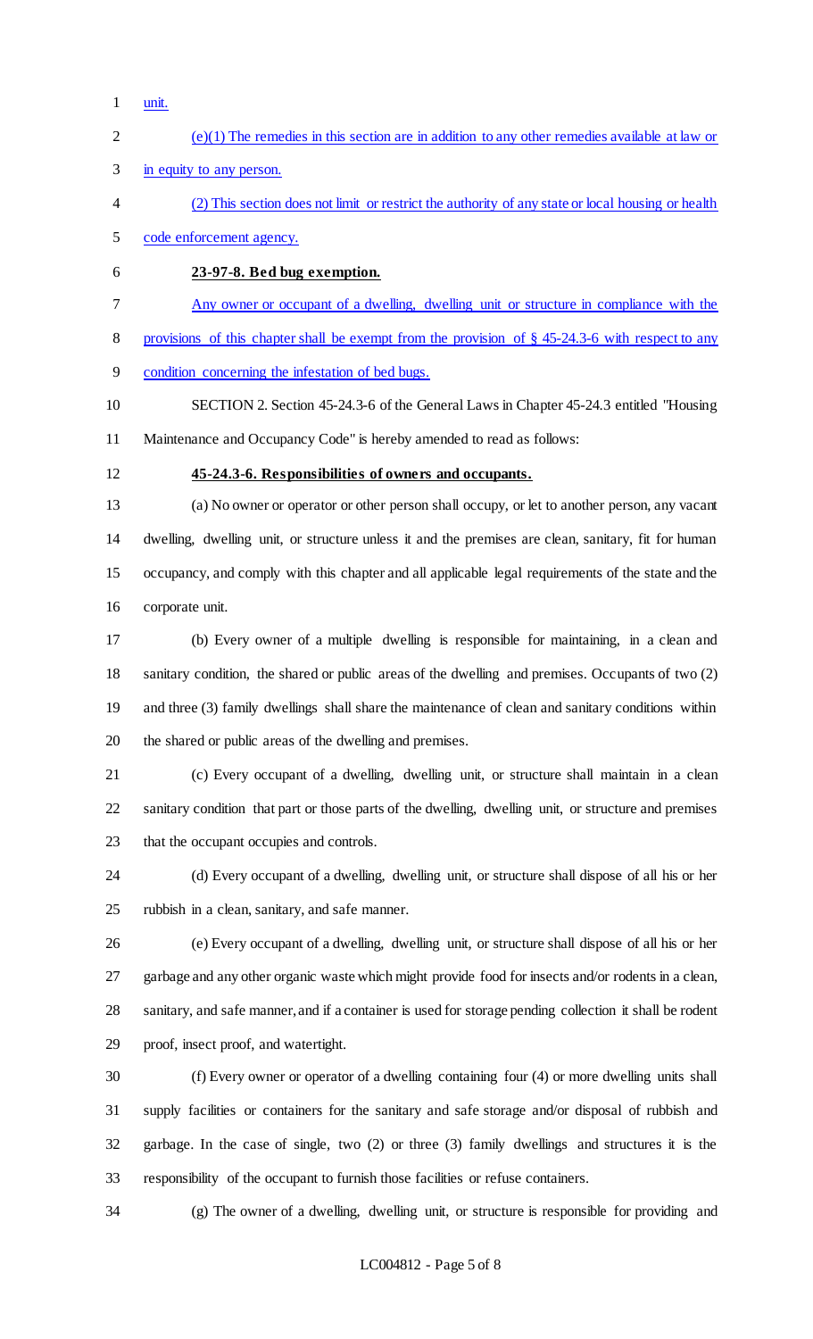unit.

(e)(1) The remedies in this section are in addition to any other remedies available at law or in equity to any person.

(2) This section does not limit or restrict the authority of any state or local housing or health code enforcement agency.

**23-97-8. Bed bug exemption.**

Any owner or occupant of a dwelling, dwelling unit or structure in compliance with the provisions of this chapter shall be exempt from the provision of § 45-24.3-6 with respect to any condition concerning the infestation of bed bugs.

SECTION 2. Section 45-24.3-6 of the General Laws in Chapter 45-24.3 entitled "Housing Maintenance and Occupancy Code" is hereby amended to read as follows:

**45-24.3-6. Responsibilities of owners and occupants.**

(a) No owner or operator or other person shall occupy, or let to another person, any vacant dwelling, dwelling unit, or structure unless it and the premises are clean, sanitary, fit for human occupancy, and comply with this chapter and all applicable legal requirements of the state and the corporate unit.

(b) Every owner of a multiple dwelling is responsible for maintaining, in a clean and sanitary condition, the shared or public areas of the dwelling and premises. Occupants of two (2) and three (3) family dwellings shall share the maintenance of clean and sanitary conditions within the shared or public areas of the dwelling and premises.

(c) Every occupant of a dwelling, dwelling unit, or structure shall maintain in a clean sanitary condition that part or those parts of the dwelling, dwelling unit, or structure and premises that the occupant occupies and controls.

(d) Every occupant of a dwelling, dwelling unit, or structure shall dispose of all his or her rubbish in a clean, sanitary, and safe manner.

(e) Every occupant of a dwelling, dwelling unit, or structure shall dispose of all his or her garbage and any other organic waste which might provide food for insects and/or rodents in a clean, sanitary, and safe manner, and if a container is used for storage pending collection it shall be rodent proof, insect proof, and watertight.

(f) Every owner or operator of a dwelling containing four (4) or more dwelling units shall supply facilities or containers for the sanitary and safe storage and/or disposal of rubbish and garbage. In the case of single, two (2) or three (3) family dwellings and structures it is the responsibility of the occupant to furnish those facilities or refuse containers.

(g) The owner of a dwelling, dwelling unit, or structure is responsible for providing and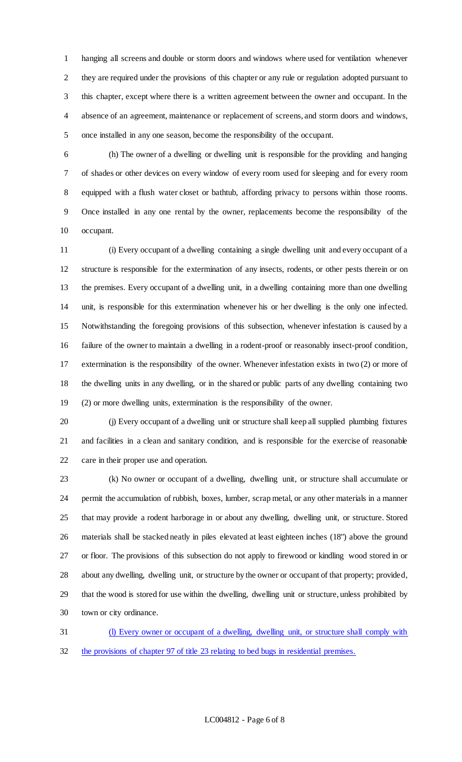hanging all screens and double or storm doors and windows where used for ventilation whenever they are required under the provisions of this chapter or any rule or regulation adopted pursuant to this chapter, except where there is a written agreement between the owner and occupant. In the absence of an agreement, maintenance or replacement of screens, and storm doors and windows, once installed in any one season, become the responsibility of the occupant.

(h) The owner of a dwelling or dwelling unit is responsible for the providing and hanging of shades or other devices on every window of every room used for sleeping and for every room equipped with a flush water closet or bathtub, affording privacy to persons within those rooms. Once installed in any one rental by the owner, replacements become the responsibility of the occupant.

(i) Every occupant of a dwelling containing a single dwelling unit and every occupant of a structure is responsible for the extermination of any insects, rodents, or other pests therein or on the premises. Every occupant of a dwelling unit, in a dwelling containing more than one dwelling unit, is responsible for this extermination whenever his or her dwelling is the only one infected. Notwithstanding the foregoing provisions of this subsection, whenever infestation is caused by a failure of the owner to maintain a dwelling in a rodent-proof or reasonably insect-proof condition, extermination is the responsibility of the owner. Whenever infestation exists in two (2) or more of the dwelling units in any dwelling, or in the shared or public parts of any dwelling containing two (2) or more dwelling units, extermination is the responsibility of the owner.

(j) Every occupant of a dwelling unit or structure shall keep all supplied plumbing fixtures and facilities in a clean and sanitary condition, and is responsible for the exercise of reasonable care in their proper use and operation.

(k) No owner or occupant of a dwelling, dwelling unit, or structure shall accumulate or permit the accumulation of rubbish, boxes, lumber, scrap metal, or any other materials in a manner that may provide a rodent harborage in or about any dwelling, dwelling unit, or structure. Stored materials shall be stacked neatly in piles elevated at least eighteen inches (18") above the ground or floor. The provisions of this subsection do not apply to firewood or kindling wood stored in or about any dwelling, dwelling unit, or structure by the owner or occupant of that property; provided, that the wood is stored for use within the dwelling, dwelling unit or structure, unless prohibited by town or city ordinance.

<u>(l) Every owner or occupant of a dwelling, dwelling unit, or structure shall comply with the provisions of chapter 97 of title 23 relating to bed bugs in residential premises.</u>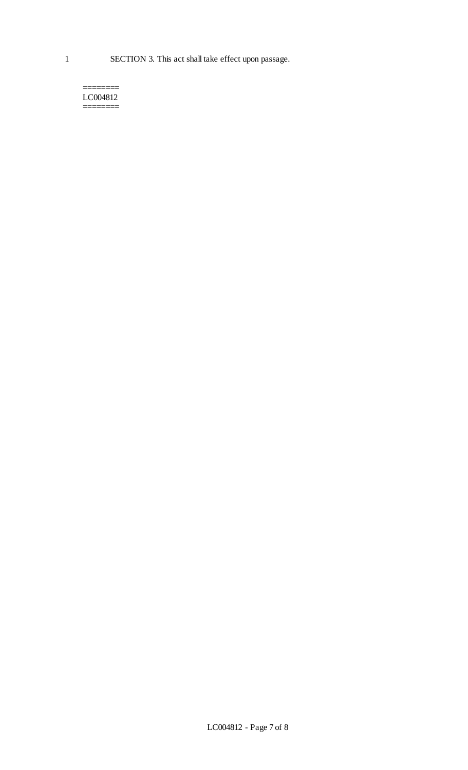SECTION 3. This act shall take effect upon passage.

========
LC004812
========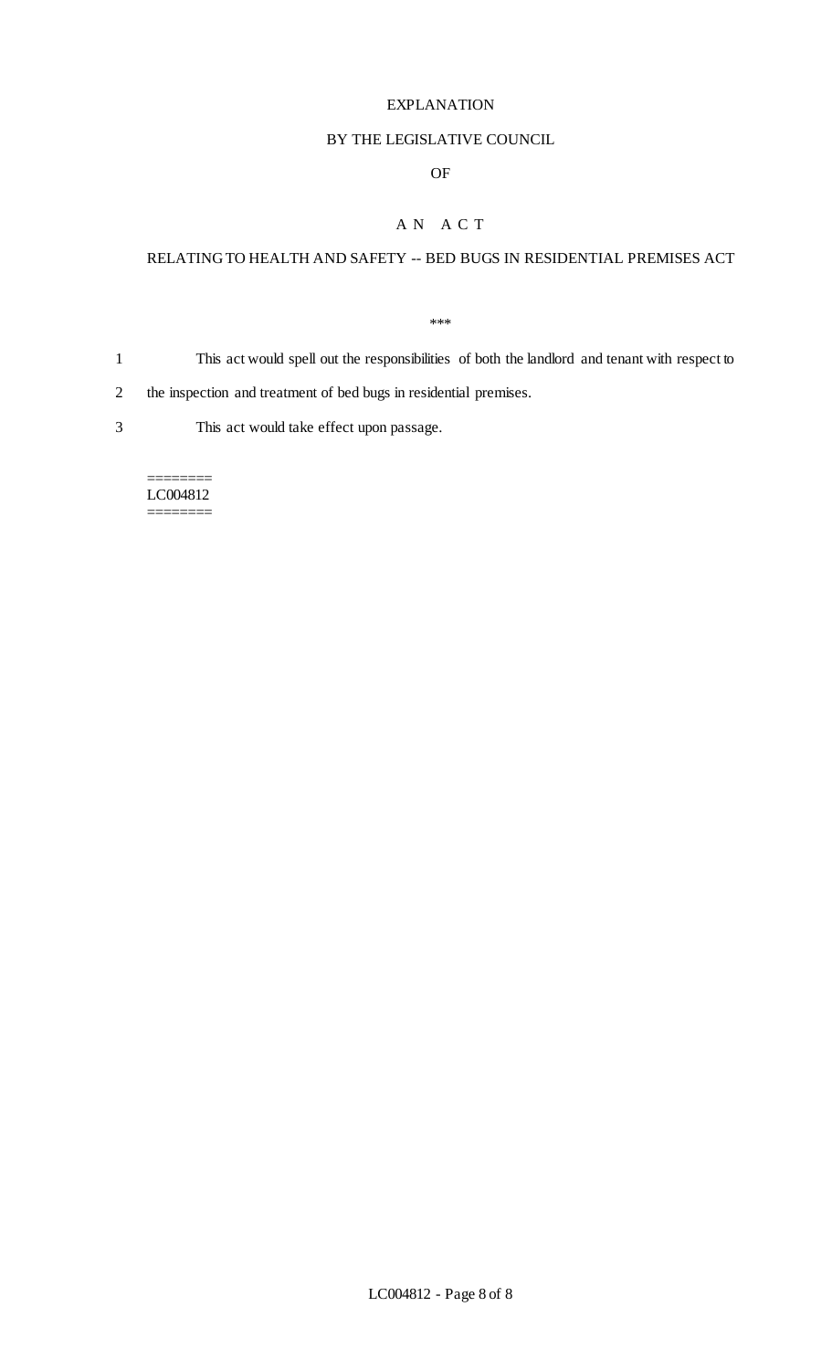EXPLANATION

BY THE LEGISLATIVE COUNCIL

OF

A N A C T

RELATING TO HEALTH AND SAFETY -- BED BUGS IN RESIDENTIAL PREMISES ACT

\*\*\*

1 This act would spell out the responsibilities of both the landlord and tenant with respect to

2 the inspection and treatment of bed bugs in residential premises.

3 This act would take effect upon passage.

========
LC004812
========